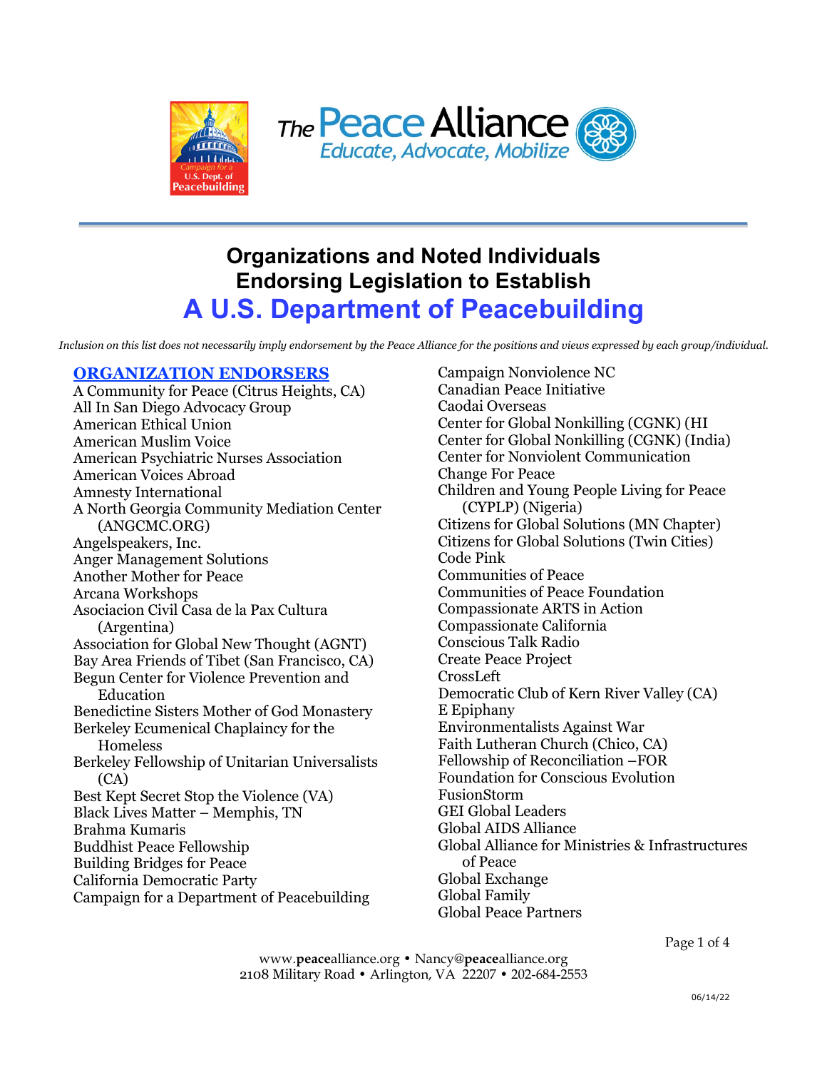The Peace Alliance
*Educate, Advocate, Mobilize*

Campaign for a U.S. Dept. of Peacebuilding

# Organizations and Noted Individuals Endorsing Legislation to Establish A U.S. Department of Peacebuilding

*Inclusion on this list does not necessarily imply endorsement by the Peace Alliance for the positions and views expressed by each group/individual.*

## ORGANIZATION ENDORSERS

A Community for Peace (Citrus Heights, CA)
All In San Diego Advocacy Group
American Ethical Union
American Muslim Voice
American Psychiatric Nurses Association
American Voices Abroad
Amnesty International
A North Georgia Community Mediation Center (ANGCMC.ORG)
Angelspeakers, Inc.
Anger Management Solutions
Another Mother for Peace
Arcana Workshops
Asociacion Civil Casa de la Pax Cultura (Argentina)
Association for Global New Thought (AGNT)
Bay Area Friends of Tibet (San Francisco, CA)
Begun Center for Violence Prevention and Education
Benedictine Sisters Mother of God Monastery
Berkeley Ecumenical Chaplaincy for the Homeless
Berkeley Fellowship of Unitarian Universalists (CA)
Best Kept Secret Stop the Violence (VA)
Black Lives Matter – Memphis, TN
Brahma Kumaris
Buddhist Peace Fellowship
Building Bridges for Peace
California Democratic Party
Campaign for a Department of Peacebuilding
Campaign Nonviolence NC
Canadian Peace Initiative
Caodai Overseas
Center for Global Nonkilling (CGNK) (HI
Center for Global Nonkilling (CGNK) (India)
Center for Nonviolent Communication
Change For Peace
Children and Young People Living for Peace (CYPLP) (Nigeria)
Citizens for Global Solutions (MN Chapter)
Citizens for Global Solutions (Twin Cities)
Code Pink
Communities of Peace
Communities of Peace Foundation
Compassionate ARTS in Action
Compassionate California
Conscious Talk Radio
Create Peace Project
CrossLeft
Democratic Club of Kern River Valley (CA)
E Epiphany
Environmentalists Against War
Faith Lutheran Church (Chico, CA)
Fellowship of Reconciliation –FOR
Foundation for Conscious Evolution
FusionStorm
GEI Global Leaders
Global AIDS Alliance
Global Alliance for Ministries & Infrastructures of Peace
Global Exchange
Global Family
Global Peace Partners

www.peacealliance.org • Nancy@peacealliance.org
2108 Military Road • Arlington, VA 22207 • 202-684-2553

06/14/22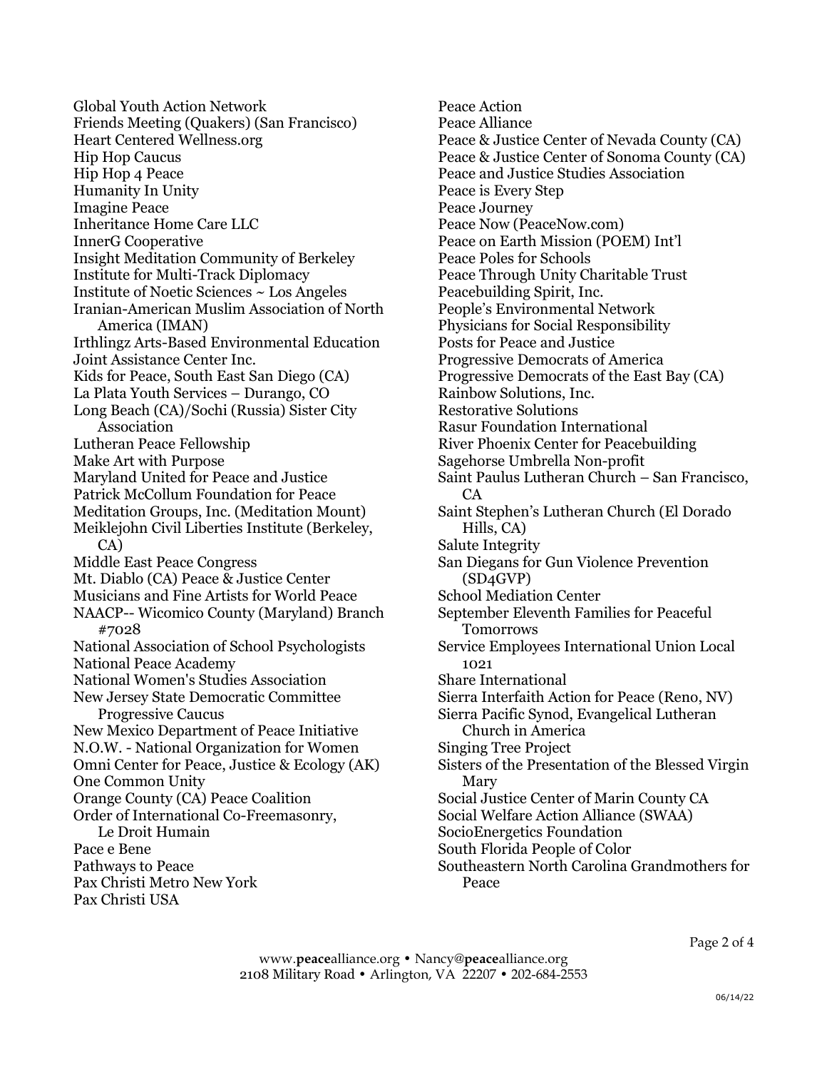Global Youth Action Network
Friends Meeting (Quakers) (San Francisco)
Heart Centered Wellness.org
Hip Hop Caucus
Hip Hop 4 Peace
Humanity In Unity
Imagine Peace
Inheritance Home Care LLC
InnerG Cooperative
Insight Meditation Community of Berkeley
Institute for Multi-Track Diplomacy
Institute of Noetic Sciences ~ Los Angeles
Iranian-American Muslim Association of North America (IMAN)
Irthlingz Arts-Based Environmental Education
Joint Assistance Center Inc.
Kids for Peace, South East San Diego (CA)
La Plata Youth Services – Durango, CO
Long Beach (CA)/Sochi (Russia) Sister City Association
Lutheran Peace Fellowship
Make Art with Purpose
Maryland United for Peace and Justice
Patrick McCollum Foundation for Peace
Meditation Groups, Inc. (Meditation Mount)
Meiklejohn Civil Liberties Institute (Berkeley, CA)
Middle East Peace Congress
Mt. Diablo (CA) Peace & Justice Center
Musicians and Fine Artists for World Peace
NAACP-- Wicomico County (Maryland) Branch #7028
National Association of School Psychologists
National Peace Academy
National Women's Studies Association
New Jersey State Democratic Committee Progressive Caucus
New Mexico Department of Peace Initiative
N.O.W. - National Organization for Women
Omni Center for Peace, Justice & Ecology (AK)
One Common Unity
Orange County (CA) Peace Coalition
Order of International Co-Freemasonry, Le Droit Humain
Pace e Bene
Pathways to Peace
Pax Christi Metro New York
Pax Christi USA
Peace Action
Peace Alliance
Peace & Justice Center of Nevada County (CA)
Peace & Justice Center of Sonoma County (CA)
Peace and Justice Studies Association
Peace is Every Step
Peace Journey
Peace Now (PeaceNow.com)
Peace on Earth Mission (POEM) Int'l
Peace Poles for Schools
Peace Through Unity Charitable Trust
Peacebuilding Spirit, Inc.
People's Environmental Network
Physicians for Social Responsibility
Posts for Peace and Justice
Progressive Democrats of America
Progressive Democrats of the East Bay (CA)
Rainbow Solutions, Inc.
Restorative Solutions
Rasur Foundation International
River Phoenix Center for Peacebuilding
Sagehorse Umbrella Non-profit
Saint Paulus Lutheran Church – San Francisco, CA
Saint Stephen's Lutheran Church (El Dorado Hills, CA)
Salute Integrity
San Diegans for Gun Violence Prevention (SD4GVP)
School Mediation Center
September Eleventh Families for Peaceful Tomorrows
Service Employees International Union Local 1021
Share International
Sierra Interfaith Action for Peace (Reno, NV)
Sierra Pacific Synod, Evangelical Lutheran Church in America
Singing Tree Project
Sisters of the Presentation of the Blessed Virgin Mary
Social Justice Center of Marin County CA
Social Welfare Action Alliance (SWAA)
SocioEnergetics Foundation
South Florida People of Color
Southeastern North Carolina Grandmothers for Peace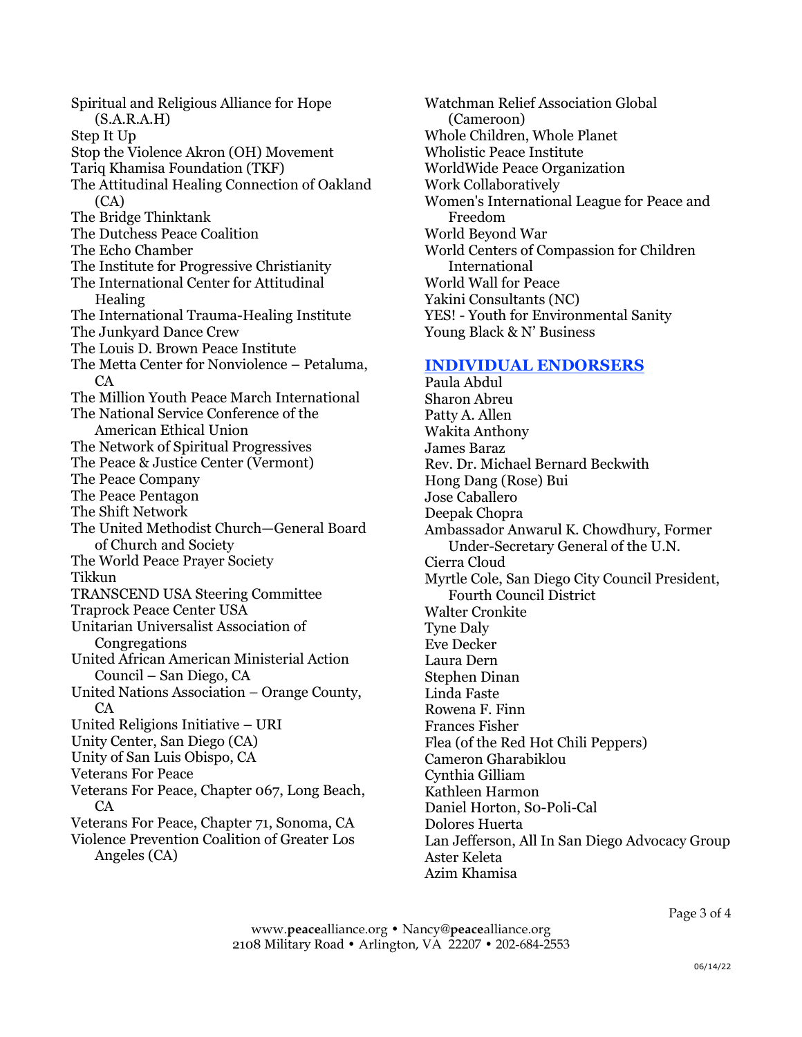Spiritual and Religious Alliance for Hope (S.A.R.A.H)
Step It Up
Stop the Violence Akron (OH) Movement
Tariq Khamisa Foundation (TKF)
The Attitudinal Healing Connection of Oakland (CA)
The Bridge Thinktank
The Dutchess Peace Coalition
The Echo Chamber
The Institute for Progressive Christianity
The International Center for Attitudinal Healing
The International Trauma-Healing Institute
The Junkyard Dance Crew
The Louis D. Brown Peace Institute
The Metta Center for Nonviolence – Petaluma, CA
The Million Youth Peace March International
The National Service Conference of the American Ethical Union
The Network of Spiritual Progressives
The Peace & Justice Center (Vermont)
The Peace Company
The Peace Pentagon
The Shift Network
The United Methodist Church—General Board of Church and Society
The World Peace Prayer Society
Tikkun
TRANSCEND USA Steering Committee
Traprock Peace Center USA
Unitarian Universalist Association of Congregations
United African American Ministerial Action Council – San Diego, CA
United Nations Association – Orange County, CA
United Religions Initiative – URI
Unity Center, San Diego (CA)
Unity of San Luis Obispo, CA
Veterans For Peace
Veterans For Peace, Chapter 067, Long Beach, CA
Veterans For Peace, Chapter 71, Sonoma, CA
Violence Prevention Coalition of Greater Los Angeles (CA)
Watchman Relief Association Global (Cameroon)
Whole Children, Whole Planet
Wholistic Peace Institute
WorldWide Peace Organization
Work Collaboratively
Women's International League for Peace and Freedom
World Beyond War
World Centers of Compassion for Children International
World Wall for Peace
Yakini Consultants (NC)
YES! - Youth for Environmental Sanity
Young Black & N' Business

## INDIVIDUAL ENDORSERS

Paula Abdul
Sharon Abreu
Patty A. Allen
Wakita Anthony
James Baraz
Rev. Dr. Michael Bernard Beckwith
Hong Dang (Rose) Bui
Jose Caballero
Deepak Chopra
Ambassador Anwarul K. Chowdhury, Former Under-Secretary General of the U.N.
Cierra Cloud
Myrtle Cole, San Diego City Council President, Fourth Council District
Walter Cronkite
Tyne Daly
Eve Decker
Laura Dern
Stephen Dinan
Linda Faste
Rowena F. Finn
Frances Fisher
Flea (of the Red Hot Chili Peppers)
Cameron Gharabiklou
Cynthia Gilliam
Kathleen Harmon
Daniel Horton, So-Poli-Cal
Dolores Huerta
Lan Jefferson, All In San Diego Advocacy Group
Aster Keleta
Azim Khamisa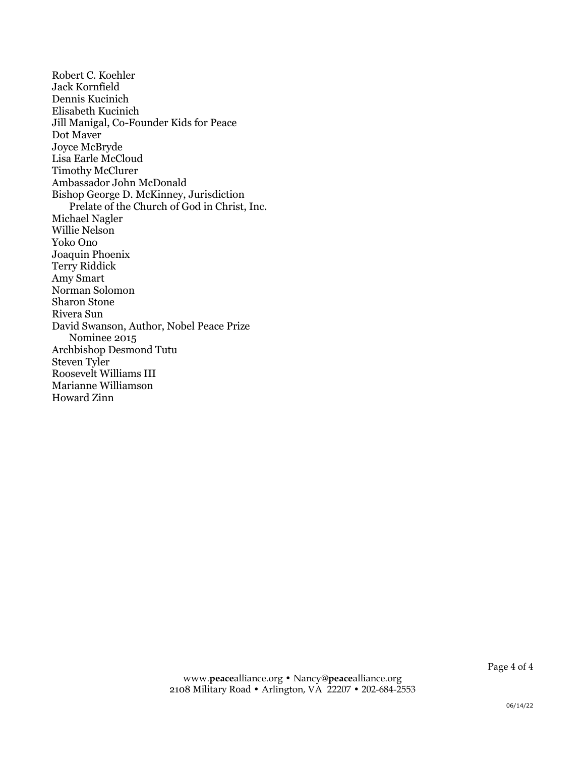Robert C. Koehler
Jack Kornfield
Dennis Kucinich
Elisabeth Kucinich
Jill Manigal, Co-Founder Kids for Peace
Dot Maver
Joyce McBryde
Lisa Earle McCloud
Timothy McClurer
Ambassador John McDonald
Bishop George D. McKinney, Jurisdiction Prelate of the Church of God in Christ, Inc.
Michael Nagler
Willie Nelson
Yoko Ono
Joaquin Phoenix
Terry Riddick
Amy Smart
Norman Solomon
Sharon Stone
Rivera Sun
David Swanson, Author, Nobel Peace Prize Nominee 2015
Archbishop Desmond Tutu
Steven Tyler
Roosevelt Williams III
Marianne Williamson
Howard Zinn

www.peacealliance.org • Nancy@peacealliance.org
2108 Military Road • Arlington, VA 22207 • 202-684-2553

06/14/22